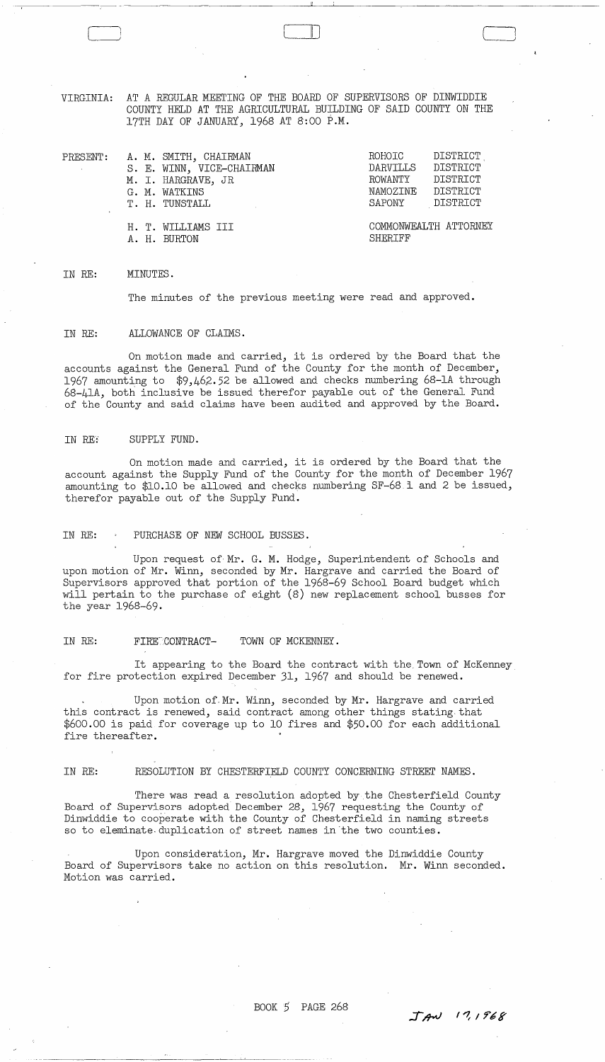VIRGINIA: AT A REGULAR MEETING OF THE BOARD OF SUPERVISORS OF DINWIDDIE COUNTY HELD AT THE AGRICULTURAL BUILDING OF SAID COUNTY ON THE 17TH DAY OF JANUARY, 1968 AT 8:00 P.M.

| | | |
|---|---|---|
| PRESENT: | A. M. SMITH, CHAIRMAN | ROHOIC DISTRICT |
| | S. E. WINN, VICE-CHAIRMAN | DARVILLS DISTRICT |
| | M. I. HARGRAVE, JR | ROWANTY DISTRICT |
| | G. M. WATKINS | NAMOZINE DISTRICT |
| | T. H. TUNSTALL | SAPONY DISTRICT |
| | H. T. WILLIAMS III | COMMONWEALTH ATTORNEY |
| | A. H. BURTON | SHERIFF |

IN RE: MINUTES.

The minutes of the previous meeting were read and approved.

IN RE: ALLOWANCE OF CLAIMS.

On motion made and carried, it is ordered by the Board that the accounts against the General Fund of the County for the month of December, 1967 amounting to $9,462.52 be allowed and checks numbering 68-1A through 68-41A, both inclusive be issued therefor payable out of the General Fund of the County and said claims have been audited and approved by the Board.

IN RE: SUPPLY FUND.

On motion made and carried, it is ordered by the Board that the account against the Supply Fund of the County for the month of December 1967 amounting to $10.10 be allowed and checks numbering SF-68 1 and 2 be issued, therefor payable out of the Supply Fund.

IN RE: PURCHASE OF NEW SCHOOL BUSSES.

Upon request of Mr. G. M. Hodge, Superintendent of Schools and upon motion of Mr. Winn, seconded by Mr. Hargrave and carried the Board of Supervisors approved that portion of the 1968-69 School Board budget which will pertain to the purchase of eight (8) new replacement school busses for the year 1968-69.

IN RE: FIRE CONTRACT- TOWN OF MCKENNEY.

It appearing to the Board the contract with the Town of McKenney for fire protection expired December 31, 1967 and should be renewed.

Upon motion of Mr. Winn, seconded by Mr. Hargrave and carried this contract is renewed, said contract among other things stating that $600.00 is paid for coverage up to 10 fires and $50.00 for each additional fire thereafter.

IN RE: RESOLUTION BY CHESTERFIELD COUNTY CONCERNING STREET NAMES.

There was read a resolution adopted by the Chesterfield County Board of Supervisors adopted December 28, 1967 requesting the County of Dinwiddie to cooperate with the County of Chesterfield in naming streets so to eleminate duplication of street names in the two counties.

Upon consideration, Mr. Hargrave moved the Dinwiddie County Board of Supervisors take no action on this resolution. Mr. Winn seconded. Motion was carried.

BOOK 5 PAGE 268

JAN 17, 1968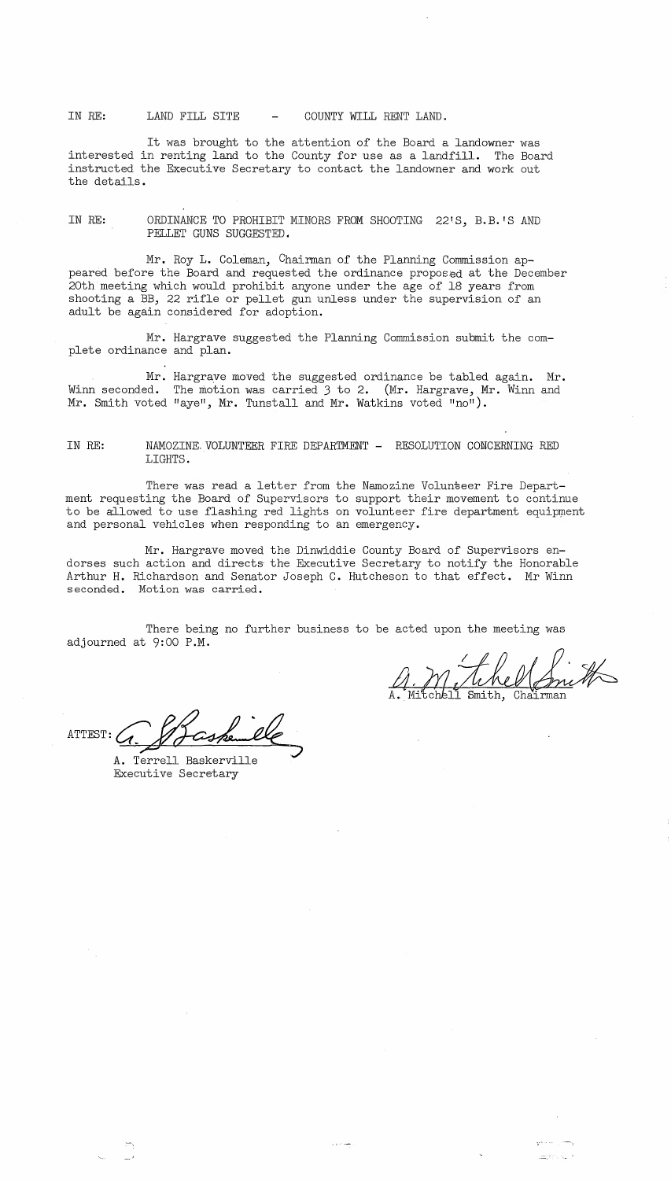IN RE: LAND FILL SITE - COUNTY WILL RENT LAND.

It was brought to the attention of the Board a landowner was interested in renting land to the County for use as a landfill. The Board instructed the Executive Secretary to contact the landowner and work out the details.

IN RE: ORDINANCE TO PROHIBIT MINORS FROM SHOOTING 22'S, B.B.'S AND PELLET GUNS SUGGESTED.

Mr. Roy L. Coleman, Chairman of the Planning Commission appeared before the Board and requested the ordinance proposed at the December 20th meeting which would prohibit anyone under the age of 18 years from shooting a BB, 22 rifle or pellet gun unless under the supervision of an adult be again considered for adoption.

Mr. Hargrave suggested the Planning Commission submit the complete ordinance and plan.

Mr. Hargrave moved the suggested ordinance be tabled again. Mr. Winn seconded. The motion was carried 3 to 2. (Mr. Hargrave, Mr. Winn and Mr. Smith voted "aye", Mr. Tunstall and Mr. Watkins voted "no").

IN RE: NAMOZINE VOLUNTEER FIRE DEPARTMENT - RESOLUTION CONCERNING RED LIGHTS.

There was read a letter from the Namozine Volunteer Fire Department requesting the Board of Supervisors to support their movement to continue to be allowed to use flashing red lights on volunteer fire department equipment and personal vehicles when responding to an emergency.

Mr. Hargrave moved the Dinwiddie County Board of Supervisors endorses such action and directs the Executive Secretary to notify the Honorable Arthur H. Richardson and Senator Joseph C. Hutcheson to that effect. Mr Winn seconded. Motion was carried.

There being no further business to be acted upon the meeting was adjourned at 9:00 P.M.

A. Mitchell Smith, Chairman

ATTEST:

A. Terrell Baskerville
Executive Secretary